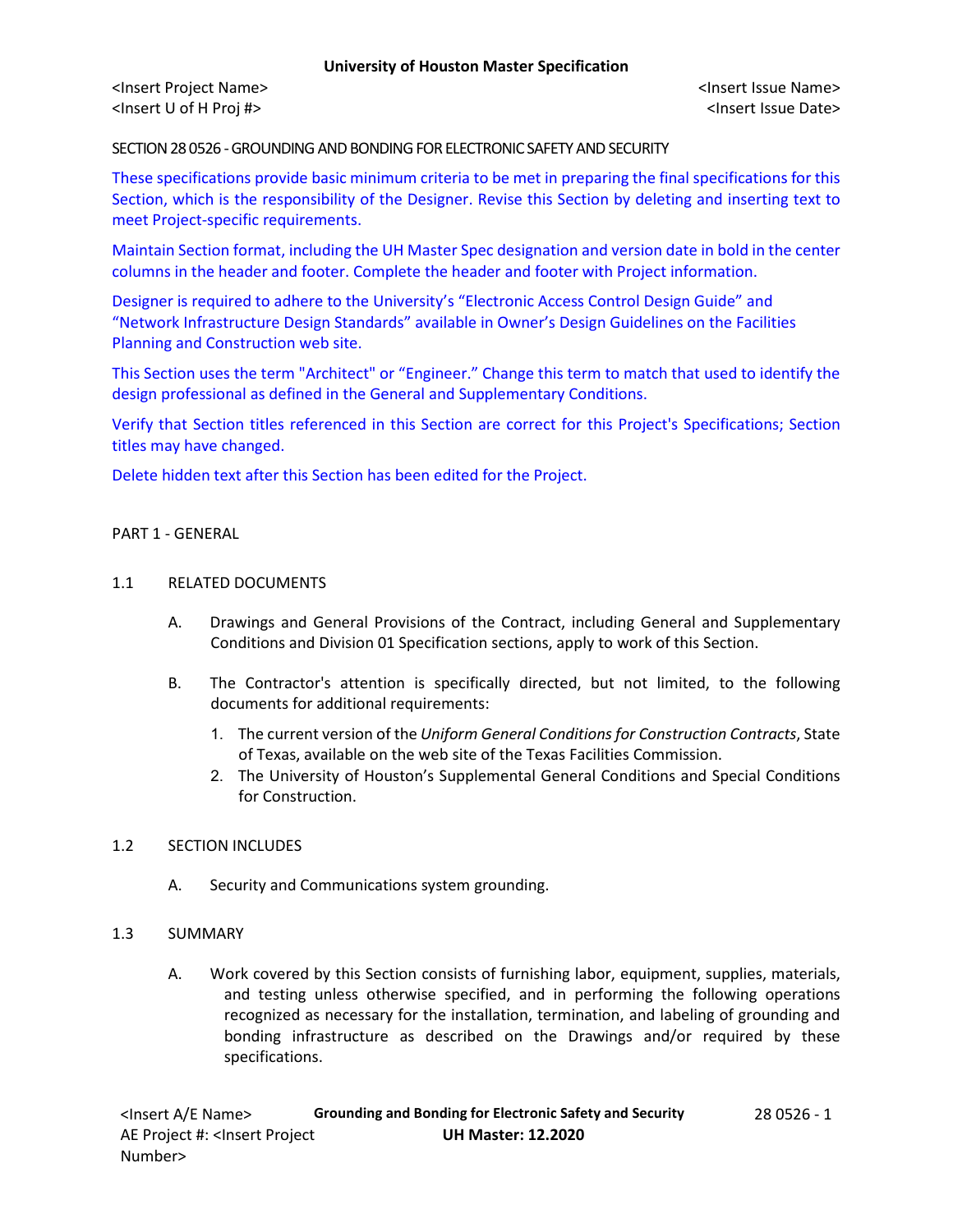# SECTION 28 0526 - GROUNDING AND BONDING FOR ELECTRONIC SAFETY AND SECURITY

These specifications provide basic minimum criteria to be met in preparing the final specifications for this Section, which is the responsibility of the Designer. Revise this Section by deleting and inserting text to meet Project-specific requirements.

Maintain Section format, including the UH Master Spec designation and version date in bold in the center columns in the header and footer. Complete the header and footer with Project information.

Designer is required to adhere to the University's "Electronic Access Control Design Guide" and "Network Infrastructure Design Standards" available in Owner's Design Guidelines on the Facilities Planning and Construction web site.

This Section uses the term "Architect" or "Engineer." Change this term to match that used to identify the design professional as defined in the General and Supplementary Conditions.

Verify that Section titles referenced in this Section are correct for this Project's Specifications; Section titles may have changed.

Delete hidden text after this Section has been edited for the Project.

## PART 1 - GENERAL

### 1.1 RELATED DOCUMENTS

A. Drawings and General Provisions of the Contract, including General and Supplementary Conditions and Division 01 Specification sections, apply to work of this Section.

B. The Contractor's attention is specifically directed, but not limited, to the following documents for additional requirements:

1. The current version of the *Uniform General Conditions for Construction Contracts*, State of Texas, available on the web site of the Texas Facilities Commission.
2. The University of Houston's Supplemental General Conditions and Special Conditions for Construction.

### 1.2 SECTION INCLUDES

A. Security and Communications system grounding.

### 1.3 SUMMARY

A. Work covered by this Section consists of furnishing labor, equipment, supplies, materials, and testing unless otherwise specified, and in performing the following operations recognized as necessary for the installation, termination, and labeling of grounding and bonding infrastructure as described on the Drawings and/or required by these specifications.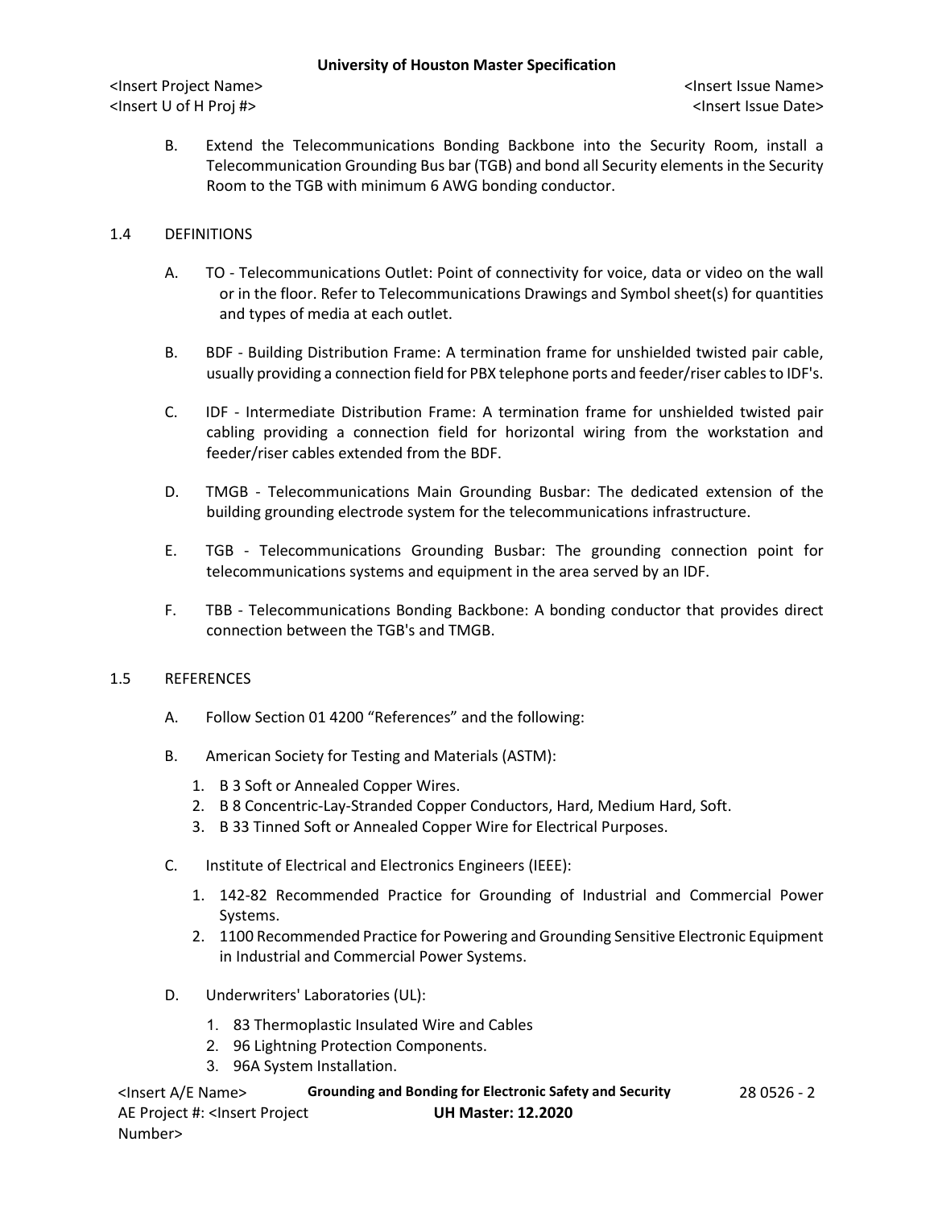B. Extend the Telecommunications Bonding Backbone into the Security Room, install a Telecommunication Grounding Bus bar (TGB) and bond all Security elements in the Security Room to the TGB with minimum 6 AWG bonding conductor.

## 1.4 DEFINITIONS

A. TO - Telecommunications Outlet: Point of connectivity for voice, data or video on the wall or in the floor. Refer to Telecommunications Drawings and Symbol sheet(s) for quantities and types of media at each outlet.

B. BDF - Building Distribution Frame: A termination frame for unshielded twisted pair cable, usually providing a connection field for PBX telephone ports and feeder/riser cables to IDF's.

C. IDF - Intermediate Distribution Frame: A termination frame for unshielded twisted pair cabling providing a connection field for horizontal wiring from the workstation and feeder/riser cables extended from the BDF.

D. TMGB - Telecommunications Main Grounding Busbar: The dedicated extension of the building grounding electrode system for the telecommunications infrastructure.

E. TGB - Telecommunications Grounding Busbar: The grounding connection point for telecommunications systems and equipment in the area served by an IDF.

F. TBB - Telecommunications Bonding Backbone: A bonding conductor that provides direct connection between the TGB's and TMGB.

## 1.5 REFERENCES

A. Follow Section 01 4200 "References" and the following:

B. American Society for Testing and Materials (ASTM):

1. B 3 Soft or Annealed Copper Wires.
2. B 8 Concentric-Lay-Stranded Copper Conductors, Hard, Medium Hard, Soft.
3. B 33 Tinned Soft or Annealed Copper Wire for Electrical Purposes.

C. Institute of Electrical and Electronics Engineers (IEEE):

1. 142-82 Recommended Practice for Grounding of Industrial and Commercial Power Systems.
2. 1100 Recommended Practice for Powering and Grounding Sensitive Electronic Equipment in Industrial and Commercial Power Systems.

D. Underwriters' Laboratories (UL):

1. 83 Thermoplastic Insulated Wire and Cables
2. 96 Lightning Protection Components.
3. 96A System Installation.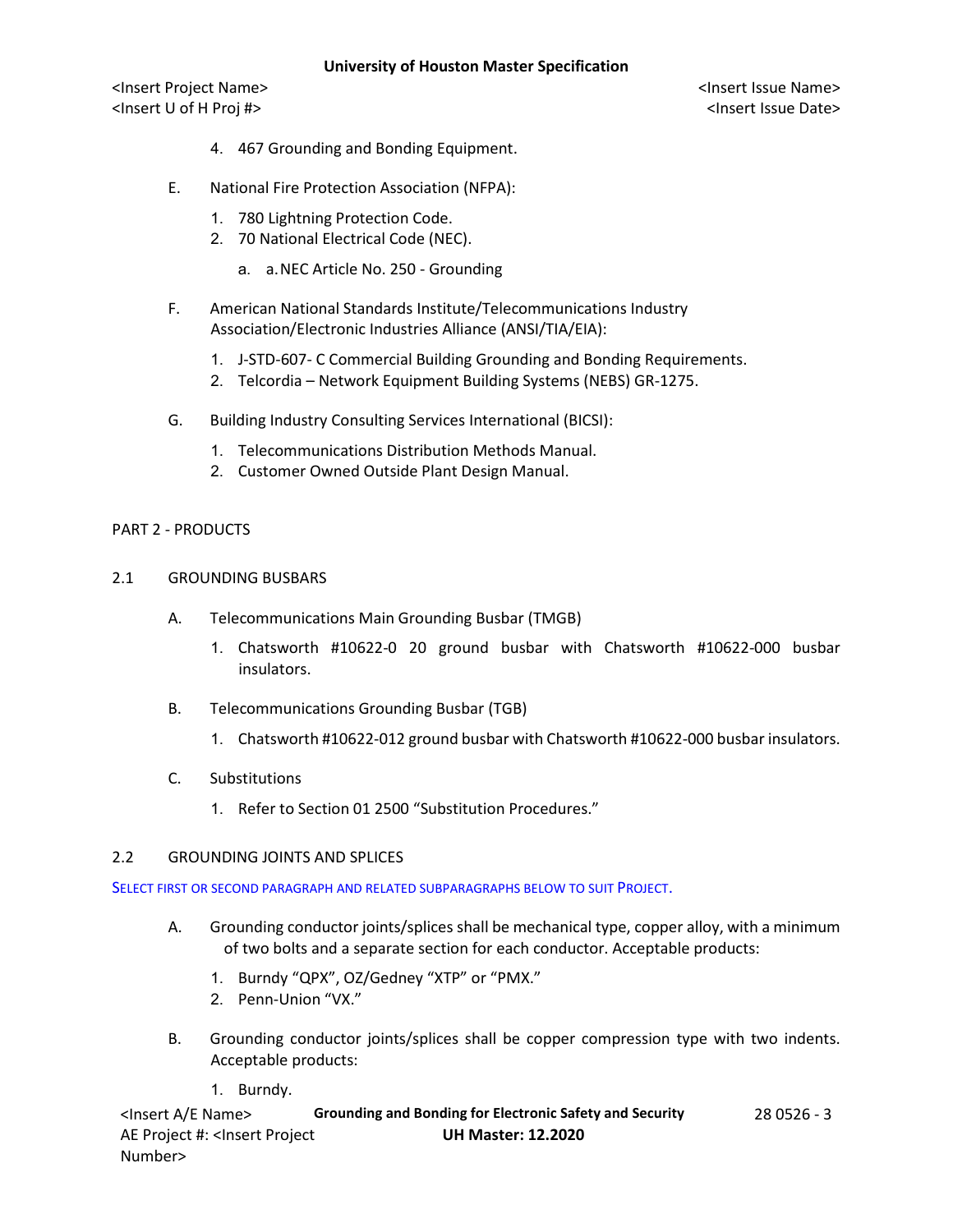4. 467 Grounding and Bonding Equipment.

E. National Fire Protection Association (NFPA):

1. 780 Lightning Protection Code.
2. 70 National Electrical Code (NEC).

   a. a. NEC Article No. 250 - Grounding

F. American National Standards Institute/Telecommunications Industry Association/Electronic Industries Alliance (ANSI/TIA/EIA):

1. J-STD-607- C Commercial Building Grounding and Bonding Requirements.
2. Telcordia – Network Equipment Building Systems (NEBS) GR-1275.

G. Building Industry Consulting Services International (BICSI):

1. Telecommunications Distribution Methods Manual.
2. Customer Owned Outside Plant Design Manual.

## PART 2 - PRODUCTS

### 2.1 GROUNDING BUSBARS

A. Telecommunications Main Grounding Busbar (TMGB)

1. Chatsworth #10622-0 20 ground busbar with Chatsworth #10622-000 busbar insulators.

B. Telecommunications Grounding Busbar (TGB)

1. Chatsworth #10622-012 ground busbar with Chatsworth #10622-000 busbar insulators.

C. Substitutions

1. Refer to Section 01 2500 "Substitution Procedures."

### 2.2 GROUNDING JOINTS AND SPLICES

SELECT FIRST OR SECOND PARAGRAPH AND RELATED SUBPARAGRAPHS BELOW TO SUIT PROJECT.

A. Grounding conductor joints/splices shall be mechanical type, copper alloy, with a minimum of two bolts and a separate section for each conductor. Acceptable products:

1. Burndy "QPX", OZ/Gedney "XTP" or "PMX."
2. Penn-Union "VX."

B. Grounding conductor joints/splices shall be copper compression type with two indents. Acceptable products:

1. Burndy.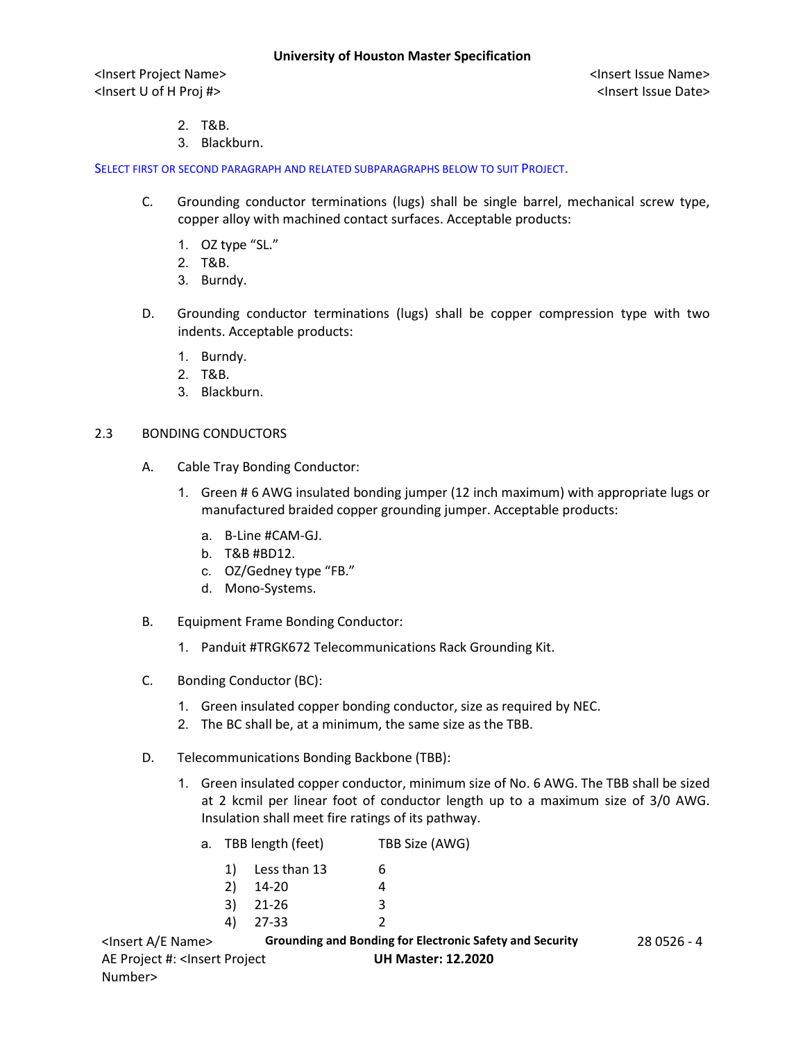2. T&B.
3. Blackburn.

SELECT FIRST OR SECOND PARAGRAPH AND RELATED SUBPARAGRAPHS BELOW TO SUIT PROJECT.

C. Grounding conductor terminations (lugs) shall be single barrel, mechanical screw type, copper alloy with machined contact surfaces. Acceptable products:

1. OZ type "SL."
2. T&B.
3. Burndy.

D. Grounding conductor terminations (lugs) shall be copper compression type with two indents. Acceptable products:

1. Burndy.
2. T&B.
3. Blackburn.

## 2.3 BONDING CONDUCTORS

A. Cable Tray Bonding Conductor:

1. Green # 6 AWG insulated bonding jumper (12 inch maximum) with appropriate lugs or manufactured braided copper grounding jumper. Acceptable products:
   a. B-Line #CAM-GJ.
   b. T&B #BD12.
   c. OZ/Gedney type "FB."
   d. Mono-Systems.

B. Equipment Frame Bonding Conductor:

1. Panduit #TRGK672 Telecommunications Rack Grounding Kit.

C. Bonding Conductor (BC):

1. Green insulated copper bonding conductor, size as required by NEC.
2. The BC shall be, at a minimum, the same size as the TBB.

D. Telecommunications Bonding Backbone (TBB):

1. Green insulated copper conductor, minimum size of No. 6 AWG. The TBB shall be sized at 2 kcmil per linear foot of conductor length up to a maximum size of 3/0 AWG. Insulation shall meet fire ratings of its pathway.
   a. TBB length (feet) TBB Size (AWG)

| | TBB length (feet) | TBB Size (AWG) |
|---|---|---|
| 1) | Less than 13 | 6 |
| 2) | 14-20 | 4 |
| 3) | 21-26 | 3 |
| 4) | 27-33 | 2 |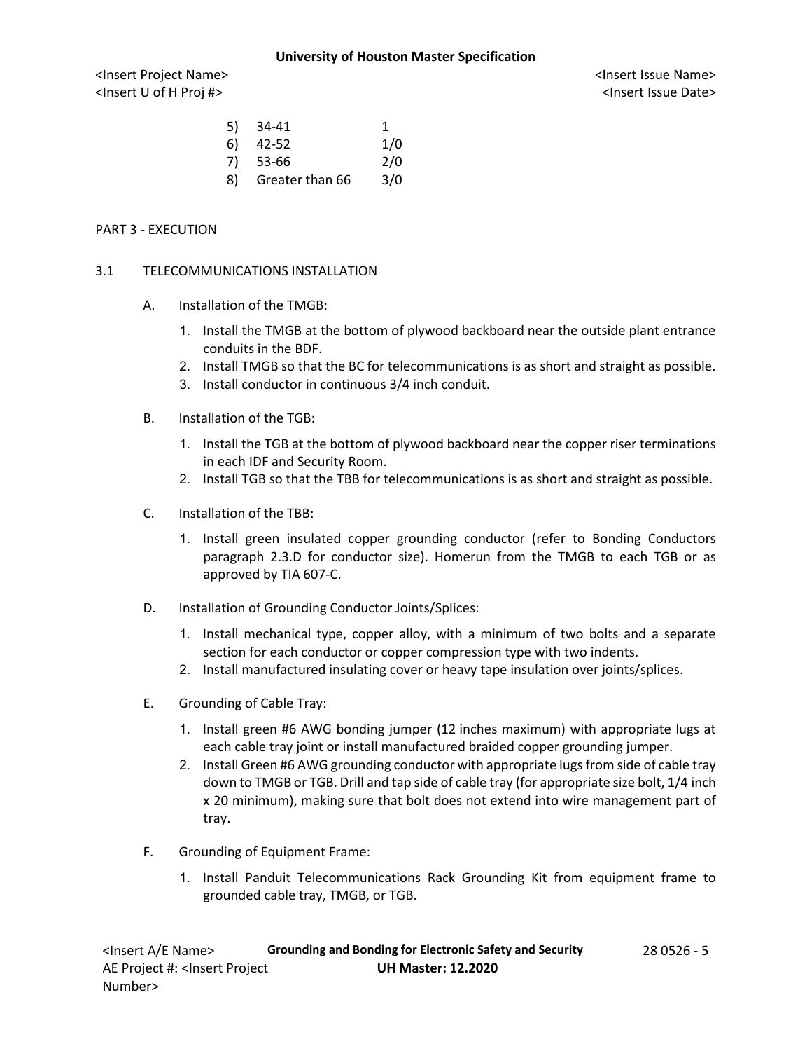5) 34-41 1
6) 42-52 1/0
7) 53-66 2/0
8) Greater than 66 3/0

## PART 3 - EXECUTION

### 3.1 TELECOMMUNICATIONS INSTALLATION

A. Installation of the TMGB:

1. Install the TMGB at the bottom of plywood backboard near the outside plant entrance conduits in the BDF.
2. Install TMGB so that the BC for telecommunications is as short and straight as possible.
3. Install conductor in continuous 3/4 inch conduit.

B. Installation of the TGB:

1. Install the TGB at the bottom of plywood backboard near the copper riser terminations in each IDF and Security Room.
2. Install TGB so that the TBB for telecommunications is as short and straight as possible.

C. Installation of the TBB:

1. Install green insulated copper grounding conductor (refer to Bonding Conductors paragraph 2.3.D for conductor size). Homerun from the TMGB to each TGB or as approved by TIA 607-C.

D. Installation of Grounding Conductor Joints/Splices:

1. Install mechanical type, copper alloy, with a minimum of two bolts and a separate section for each conductor or copper compression type with two indents.
2. Install manufactured insulating cover or heavy tape insulation over joints/splices.

E. Grounding of Cable Tray:

1. Install green #6 AWG bonding jumper (12 inches maximum) with appropriate lugs at each cable tray joint or install manufactured braided copper grounding jumper.
2. Install Green #6 AWG grounding conductor with appropriate lugs from side of cable tray down to TMGB or TGB. Drill and tap side of cable tray (for appropriate size bolt, 1/4 inch x 20 minimum), making sure that bolt does not extend into wire management part of tray.

F. Grounding of Equipment Frame:

1. Install Panduit Telecommunications Rack Grounding Kit from equipment frame to grounded cable tray, TMGB, or TGB.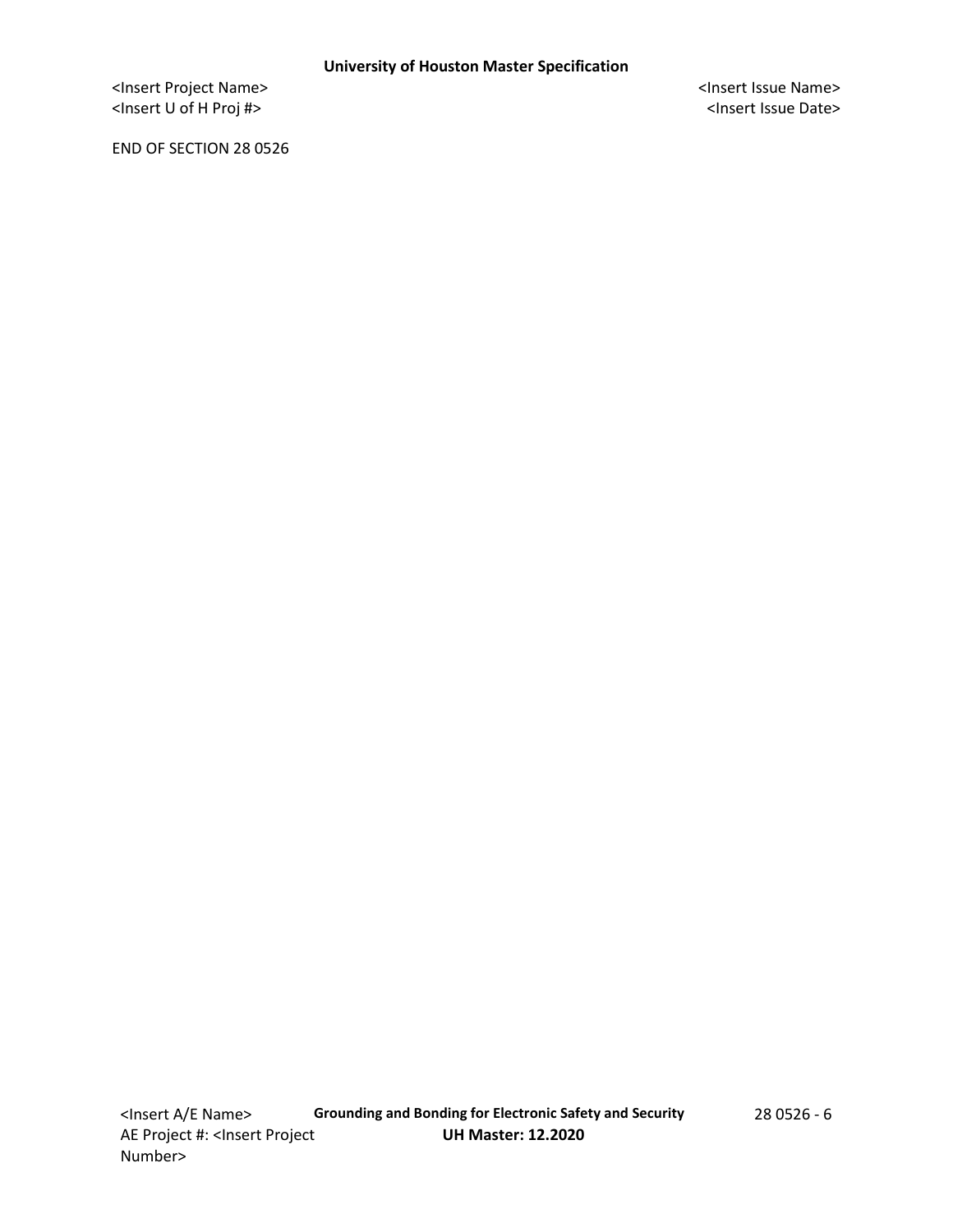END OF SECTION 28 0526